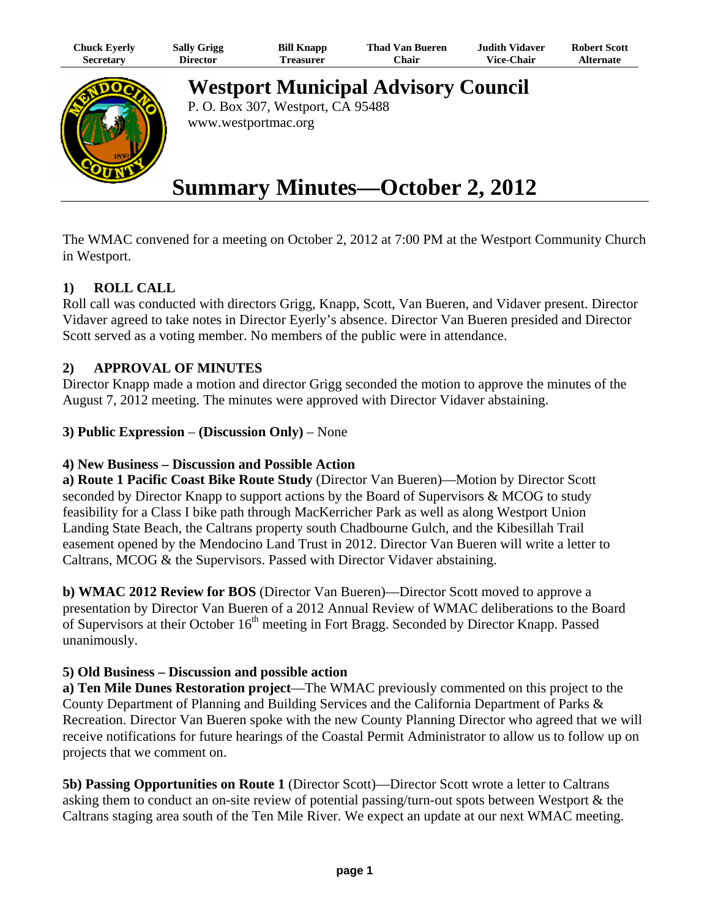| Chuck Everly | Sally Grigg | Bill Knapp | Thad Van Bueren | Judith Vidaver | Robert Scott |
|---|---|---|---|---|---|
| Secretary | Director | Treasurer | Chair | Vice-Chair | Alternate |

# Westport Municipal Advisory Council

P. O. Box 307, Westport, CA 95488
www.westportmac.org

# Summary Minutes—October 2, 2012

The WMAC convened for a meeting on October 2, 2012 at 7:00 PM at the Westport Community Church in Westport.

## 1) ROLL CALL

Roll call was conducted with directors Grigg, Knapp, Scott, Van Bueren, and Vidaver present. Director Vidaver agreed to take notes in Director Eyerly's absence. Director Van Bueren presided and Director Scott served as a voting member. No members of the public were in attendance.

## 2) APPROVAL OF MINUTES

Director Knapp made a motion and director Grigg seconded the motion to approve the minutes of the August 7, 2012 meeting. The minutes were approved with Director Vidaver abstaining.

**3) Public Expression – (Discussion Only)** – None

**4) New Business – Discussion and Possible Action**

**a) Route 1 Pacific Coast Bike Route Study** (Director Van Bueren)—Motion by Director Scott seconded by Director Knapp to support actions by the Board of Supervisors & MCOG to study feasibility for a Class I bike path through MacKerricher Park as well as along Westport Union Landing State Beach, the Caltrans property south Chadbourne Gulch, and the Kibesillah Trail easement opened by the Mendocino Land Trust in 2012. Director Van Bueren will write a letter to Caltrans, MCOG & the Supervisors. Passed with Director Vidaver abstaining.

**b) WMAC 2012 Review for BOS** (Director Van Bueren)—Director Scott moved to approve a presentation by Director Van Bueren of a 2012 Annual Review of WMAC deliberations to the Board of Supervisors at their October 16th meeting in Fort Bragg. Seconded by Director Knapp. Passed unanimously.

**5) Old Business – Discussion and possible action**

**a) Ten Mile Dunes Restoration project**—The WMAC previously commented on this project to the County Department of Planning and Building Services and the California Department of Parks & Recreation. Director Van Bueren spoke with the new County Planning Director who agreed that we will receive notifications for future hearings of the Coastal Permit Administrator to allow us to follow up on projects that we comment on.

**5b) Passing Opportunities on Route 1** (Director Scott)—Director Scott wrote a letter to Caltrans asking them to conduct an on-site review of potential passing/turn-out spots between Westport & the Caltrans staging area south of the Ten Mile River. We expect an update at our next WMAC meeting.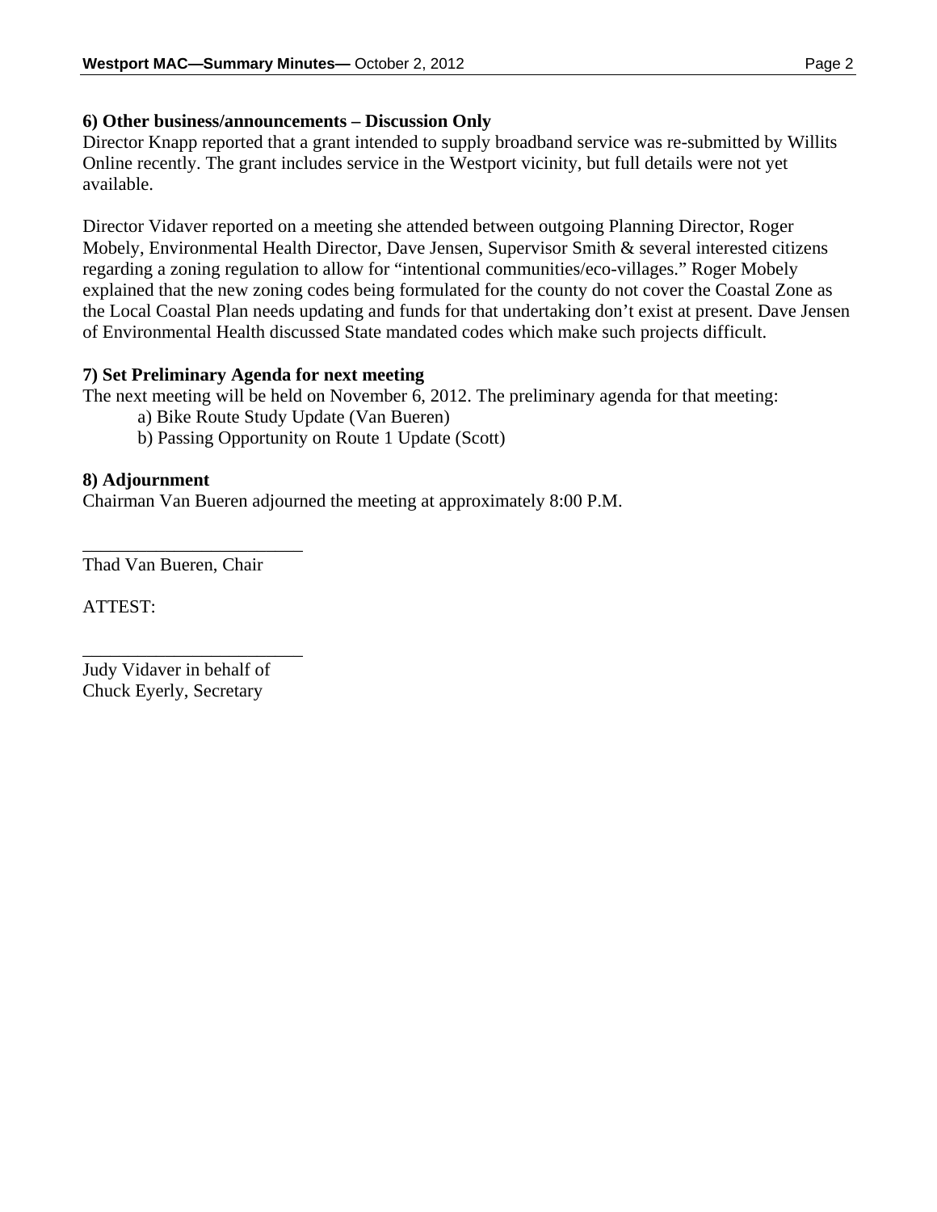**6) Other business/announcements – Discussion Only**

Director Knapp reported that a grant intended to supply broadband service was re-submitted by Willits Online recently. The grant includes service in the Westport vicinity, but full details were not yet available.

Director Vidaver reported on a meeting she attended between outgoing Planning Director, Roger Mobely, Environmental Health Director, Dave Jensen, Supervisor Smith & several interested citizens regarding a zoning regulation to allow for "intentional communities/eco-villages." Roger Mobely explained that the new zoning codes being formulated for the county do not cover the Coastal Zone as the Local Coastal Plan needs updating and funds for that undertaking don't exist at present. Dave Jensen of Environmental Health discussed State mandated codes which make such projects difficult.

**7) Set Preliminary Agenda for next meeting**

The next meeting will be held on November 6, 2012. The preliminary agenda for that meeting:

a) Bike Route Study Update (Van Bueren)
b) Passing Opportunity on Route 1 Update (Scott)

**8) Adjournment**

Chairman Van Bueren adjourned the meeting at approximately 8:00 P.M.

________________________
Thad Van Bueren, Chair

ATTEST:

________________________
Judy Vidaver in behalf of
Chuck Eyerly, Secretary